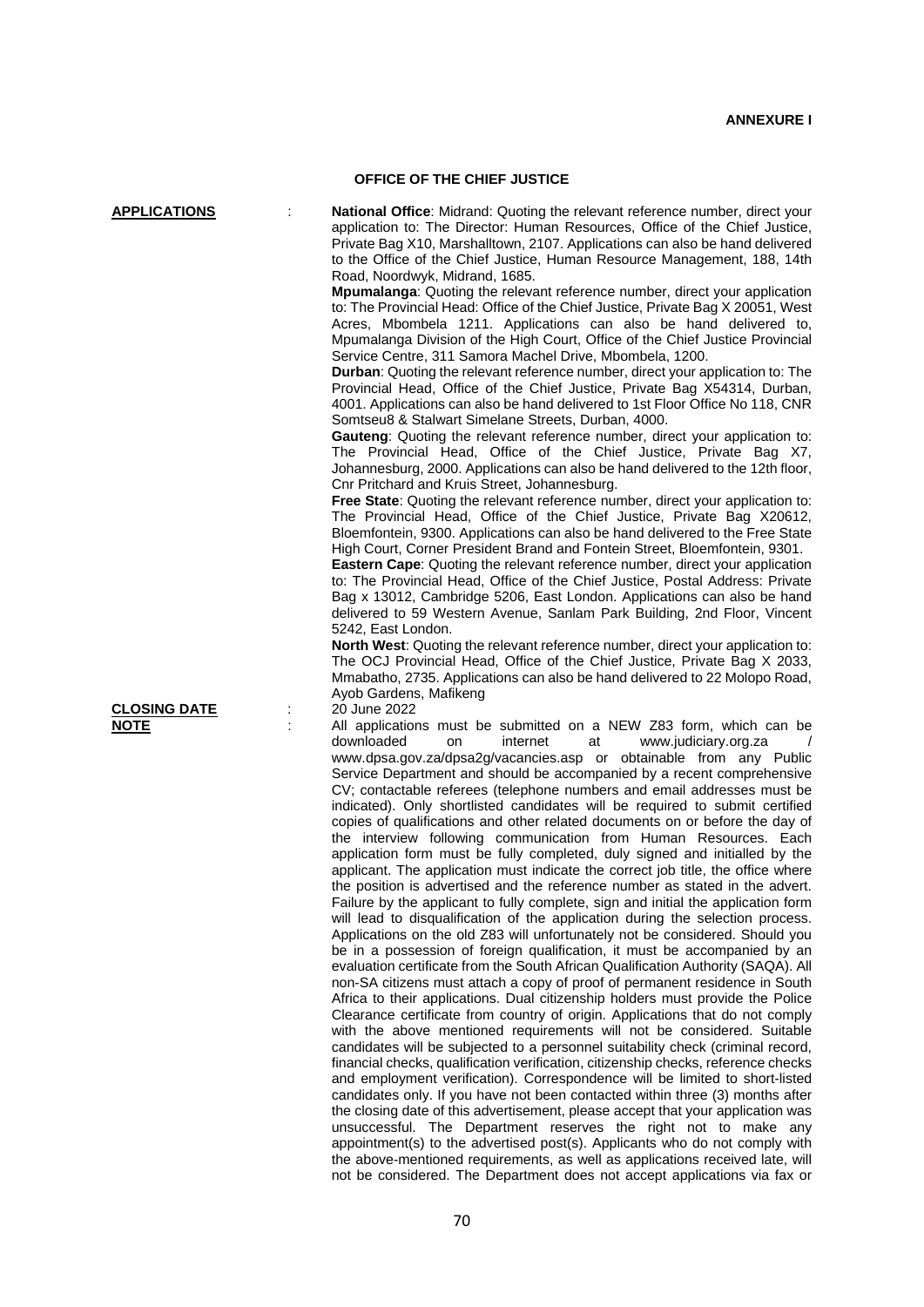**ANNEXURE I**

## OFFICE OF THE CHIEF JUSTICE

**APPLICATIONS** : **National Office**: Midrand: Quoting the relevant reference number, direct your application to: The Director: Human Resources, Office of the Chief Justice, Private Bag X10, Marshalltown, 2107. Applications can also be hand delivered to the Office of the Chief Justice, Human Resource Management, 188, 14th Road, Noordwyk, Midrand, 1685.

**Mpumalanga**: Quoting the relevant reference number, direct your application to: The Provincial Head: Office of the Chief Justice, Private Bag X 20051, West Acres, Mbombela 1211. Applications can also be hand delivered to, Mpumalanga Division of the High Court, Office of the Chief Justice Provincial Service Centre, 311 Samora Machel Drive, Mbombela, 1200.

**Durban**: Quoting the relevant reference number, direct your application to: The Provincial Head, Office of the Chief Justice, Private Bag X54314, Durban, 4001. Applications can also be hand delivered to 1st Floor Office No 118, CNR Somtseu8 & Stalwart Simelane Streets, Durban, 4000.

**Gauteng**: Quoting the relevant reference number, direct your application to: The Provincial Head, Office of the Chief Justice, Private Bag X7, Johannesburg, 2000. Applications can also be hand delivered to the 12th floor, Cnr Pritchard and Kruis Street, Johannesburg.

**Free State**: Quoting the relevant reference number, direct your application to: The Provincial Head, Office of the Chief Justice, Private Bag X20612, Bloemfontein, 9300. Applications can also be hand delivered to the Free State High Court, Corner President Brand and Fontein Street, Bloemfontein, 9301.

**Eastern Cape**: Quoting the relevant reference number, direct your application to: The Provincial Head, Office of the Chief Justice, Postal Address: Private Bag x 13012, Cambridge 5206, East London. Applications can also be hand delivered to 59 Western Avenue, Sanlam Park Building, 2nd Floor, Vincent 5242, East London.

**North West**: Quoting the relevant reference number, direct your application to: The OCJ Provincial Head, Office of the Chief Justice, Private Bag X 2033, Mmabatho, 2735. Applications can also be hand delivered to 22 Molopo Road, Ayob Gardens, Mafikeng

**CLOSING DATE** : 20 June 2022

**NOTE** : All applications must be submitted on a NEW Z83 form, which can be downloaded on internet at www.judiciary.org.za / www.dpsa.gov.za/dpsa2g/vacancies.asp or obtainable from any Public Service Department and should be accompanied by a recent comprehensive CV; contactable referees (telephone numbers and email addresses must be indicated). Only shortlisted candidates will be required to submit certified copies of qualifications and other related documents on or before the day of the interview following communication from Human Resources. Each application form must be fully completed, duly signed and initialled by the applicant. The application must indicate the correct job title, the office where the position is advertised and the reference number as stated in the advert. Failure by the applicant to fully complete, sign and initial the application form will lead to disqualification of the application during the selection process. Applications on the old Z83 will unfortunately not be considered. Should you be in a possession of foreign qualification, it must be accompanied by an evaluation certificate from the South African Qualification Authority (SAQA). All non-SA citizens must attach a copy of proof of permanent residence in South Africa to their applications. Dual citizenship holders must provide the Police Clearance certificate from country of origin. Applications that do not comply with the above mentioned requirements will not be considered. Suitable candidates will be subjected to a personnel suitability check (criminal record, financial checks, qualification verification, citizenship checks, reference checks and employment verification). Correspondence will be limited to short-listed candidates only. If you have not been contacted within three (3) months after the closing date of this advertisement, please accept that your application was unsuccessful. The Department reserves the right not to make any appointment(s) to the advertised post(s). Applicants who do not comply with the above-mentioned requirements, as well as applications received late, will not be considered. The Department does not accept applications via fax or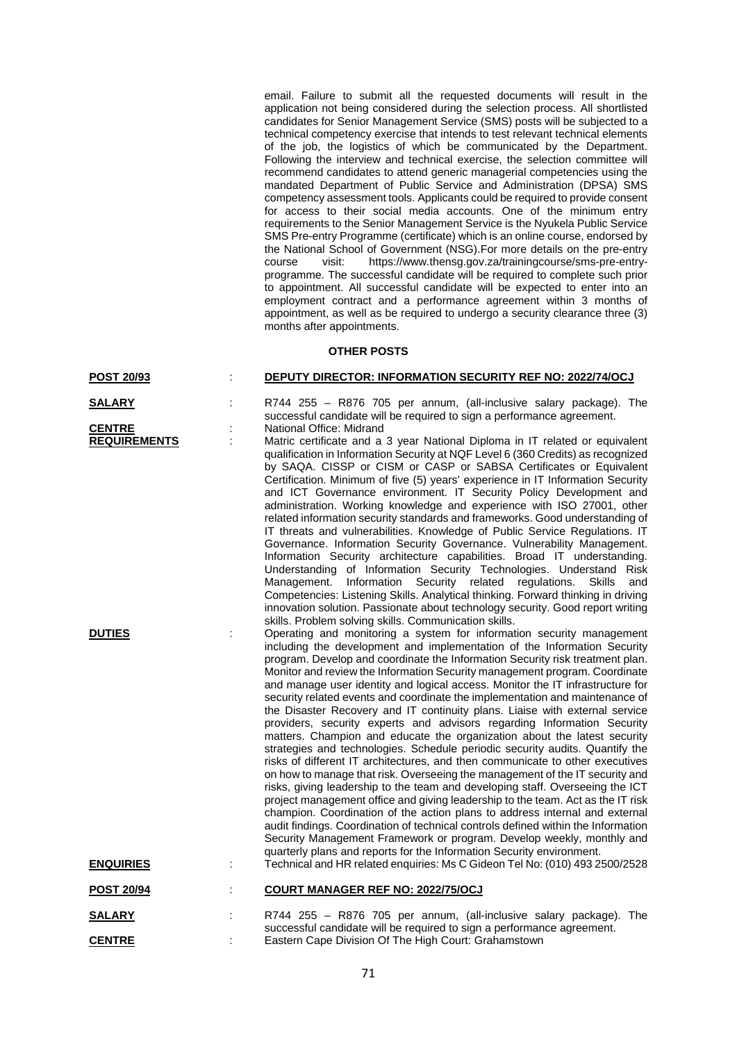email. Failure to submit all the requested documents will result in the application not being considered during the selection process. All shortlisted candidates for Senior Management Service (SMS) posts will be subjected to a technical competency exercise that intends to test relevant technical elements of the job, the logistics of which be communicated by the Department. Following the interview and technical exercise, the selection committee will recommend candidates to attend generic managerial competencies using the mandated Department of Public Service and Administration (DPSA) SMS competency assessment tools. Applicants could be required to provide consent for access to their social media accounts. One of the minimum entry requirements to the Senior Management Service is the Nyukela Public Service SMS Pre-entry Programme (certificate) which is an online course, endorsed by the National School of Government (NSG).For more details on the pre-entry course visit: https://www.thensg.gov.za/trainingcourse/sms-pre-entry-programme. The successful candidate will be required to complete such prior to appointment. All successful candidate will be expected to enter into an employment contract and a performance agreement within 3 months of appointment, as well as be required to undergo a security clearance three (3) months after appointments.

## OTHER POSTS

**POST 20/93** : **DEPUTY DIRECTOR: INFORMATION SECURITY REF NO: 2022/74/OCJ**

**SALARY** : R744 255 – R876 705 per annum, (all-inclusive salary package). The successful candidate will be required to sign a performance agreement.

**CENTRE** : National Office: Midrand

**REQUIREMENTS** : Matric certificate and a 3 year National Diploma in IT related or equivalent qualification in Information Security at NQF Level 6 (360 Credits) as recognized by SAQA. CISSP or CISM or CASP or SABSA Certificates or Equivalent Certification. Minimum of five (5) years' experience in IT Information Security and ICT Governance environment. IT Security Policy Development and administration. Working knowledge and experience with ISO 27001, other related information security standards and frameworks. Good understanding of IT threats and vulnerabilities. Knowledge of Public Service Regulations. IT Governance. Information Security Governance. Vulnerability Management. Information Security architecture capabilities. Broad IT understanding. Understanding of Information Security Technologies. Understand Risk Management. Information Security related regulations. Skills and Competencies: Listening Skills. Analytical thinking. Forward thinking in driving innovation solution. Passionate about technology security. Good report writing skills. Problem solving skills. Communication skills.

**DUTIES** : Operating and monitoring a system for information security management including the development and implementation of the Information Security program. Develop and coordinate the Information Security risk treatment plan. Monitor and review the Information Security management program. Coordinate and manage user identity and logical access. Monitor the IT infrastructure for security related events and coordinate the implementation and maintenance of the Disaster Recovery and IT continuity plans. Liaise with external service providers, security experts and advisors regarding Information Security matters. Champion and educate the organization about the latest security strategies and technologies. Schedule periodic security audits. Quantify the risks of different IT architectures, and then communicate to other executives on how to manage that risk. Overseeing the management of the IT security and risks, giving leadership to the team and developing staff. Overseeing the ICT project management office and giving leadership to the team. Act as the IT risk champion. Coordination of the action plans to address internal and external audit findings. Coordination of technical controls defined within the Information Security Management Framework or program. Develop weekly, monthly and quarterly plans and reports for the Information Security environment.

**ENQUIRIES** : Technical and HR related enquiries: Ms C Gideon Tel No: (010) 493 2500/2528

**POST 20/94** : **COURT MANAGER REF NO: 2022/75/OCJ**

**SALARY** : R744 255 – R876 705 per annum, (all-inclusive salary package). The successful candidate will be required to sign a performance agreement.

**CENTRE** : Eastern Cape Division Of The High Court: Grahamstown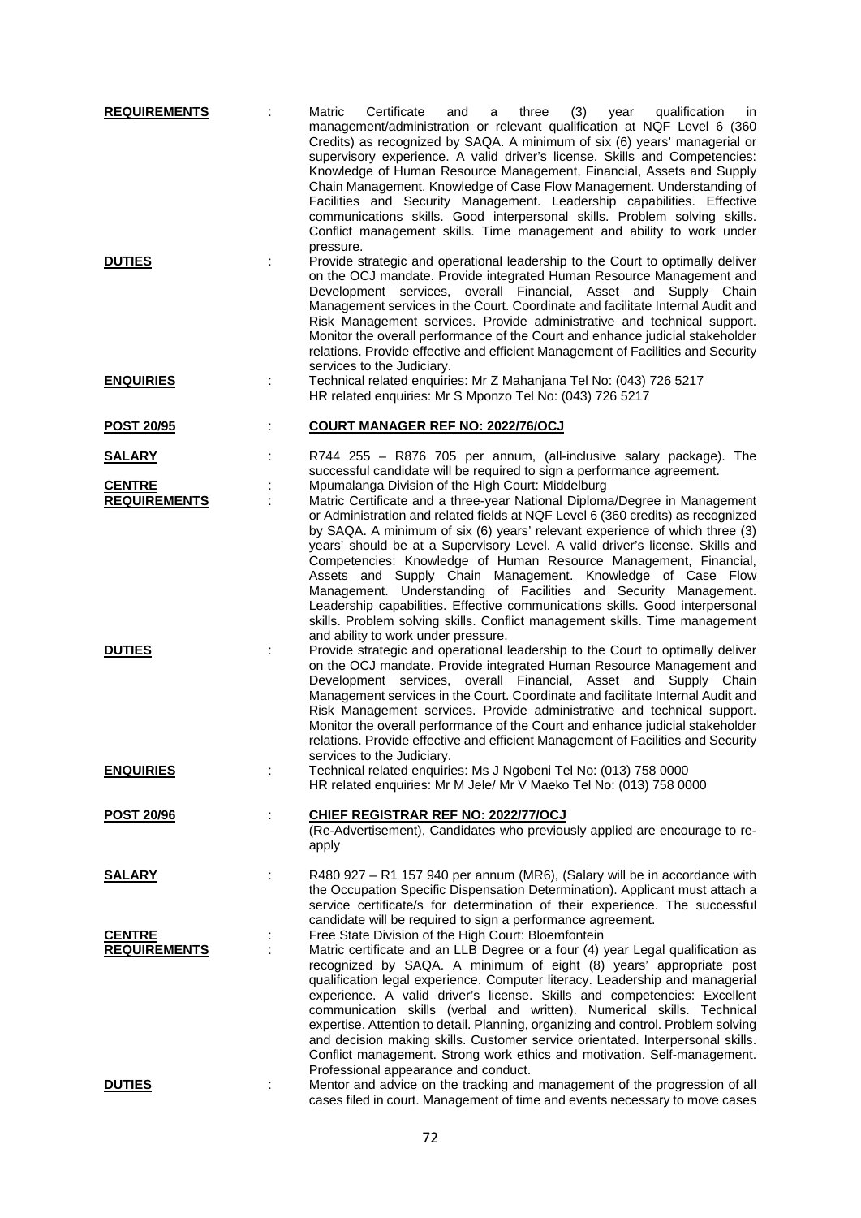**REQUIREMENTS** : Matric Certificate and a three (3) year qualification in management/administration or relevant qualification at NQF Level 6 (360 Credits) as recognized by SAQA. A minimum of six (6) years' managerial or supervisory experience. A valid driver's license. Skills and Competencies: Knowledge of Human Resource Management, Financial, Assets and Supply Chain Management. Knowledge of Case Flow Management. Understanding of Facilities and Security Management. Leadership capabilities. Effective communications skills. Good interpersonal skills. Problem solving skills. Conflict management skills. Time management and ability to work under pressure.

**DUTIES** : Provide strategic and operational leadership to the Court to optimally deliver on the OCJ mandate. Provide integrated Human Resource Management and Development services, overall Financial, Asset and Supply Chain Management services in the Court. Coordinate and facilitate Internal Audit and Risk Management services. Provide administrative and technical support. Monitor the overall performance of the Court and enhance judicial stakeholder relations. Provide effective and efficient Management of Facilities and Security services to the Judiciary.

**ENQUIRIES** : Technical related enquiries: Mr Z Mahanjana Tel No: (043) 726 5217
HR related enquiries: Mr S Mponzo Tel No: (043) 726 5217

**POST 20/95** : **COURT MANAGER REF NO: 2022/76/OCJ**

**SALARY** : R744 255 – R876 705 per annum, (all-inclusive salary package). The successful candidate will be required to sign a performance agreement.

**CENTRE** : Mpumalanga Division of the High Court: Middelburg

**REQUIREMENTS** : Matric Certificate and a three-year National Diploma/Degree in Management or Administration and related fields at NQF Level 6 (360 credits) as recognized by SAQA. A minimum of six (6) years' relevant experience of which three (3) years' should be at a Supervisory Level. A valid driver's license. Skills and Competencies: Knowledge of Human Resource Management, Financial, Assets and Supply Chain Management. Knowledge of Case Flow Management. Understanding of Facilities and Security Management. Leadership capabilities. Effective communications skills. Good interpersonal skills. Problem solving skills. Conflict management skills. Time management and ability to work under pressure.

**DUTIES** : Provide strategic and operational leadership to the Court to optimally deliver on the OCJ mandate. Provide integrated Human Resource Management and Development services, overall Financial, Asset and Supply Chain Management services in the Court. Coordinate and facilitate Internal Audit and Risk Management services. Provide administrative and technical support. Monitor the overall performance of the Court and enhance judicial stakeholder relations. Provide effective and efficient Management of Facilities and Security services to the Judiciary.

**ENQUIRIES** : Technical related enquiries: Ms J Ngobeni Tel No: (013) 758 0000
HR related enquiries: Mr M Jele/ Mr V Maeko Tel No: (013) 758 0000

**POST 20/96** : **CHIEF REGISTRAR REF NO: 2022/77/OCJ**
(Re-Advertisement), Candidates who previously applied are encourage to re-apply

**SALARY** : R480 927 – R1 157 940 per annum (MR6), (Salary will be in accordance with the Occupation Specific Dispensation Determination). Applicant must attach a service certificate/s for determination of their experience. The successful candidate will be required to sign a performance agreement.

**CENTRE** : Free State Division of the High Court: Bloemfontein

**REQUIREMENTS** : Matric certificate and an LLB Degree or a four (4) year Legal qualification as recognized by SAQA. A minimum of eight (8) years' appropriate post qualification legal experience. Computer literacy. Leadership and managerial experience. A valid driver's license. Skills and competencies: Excellent communication skills (verbal and written). Numerical skills. Technical expertise. Attention to detail. Planning, organizing and control. Problem solving and decision making skills. Customer service orientated. Interpersonal skills. Conflict management. Strong work ethics and motivation. Self-management. Professional appearance and conduct.

**DUTIES** : Mentor and advice on the tracking and management of the progression of all cases filed in court. Management of time and events necessary to move cases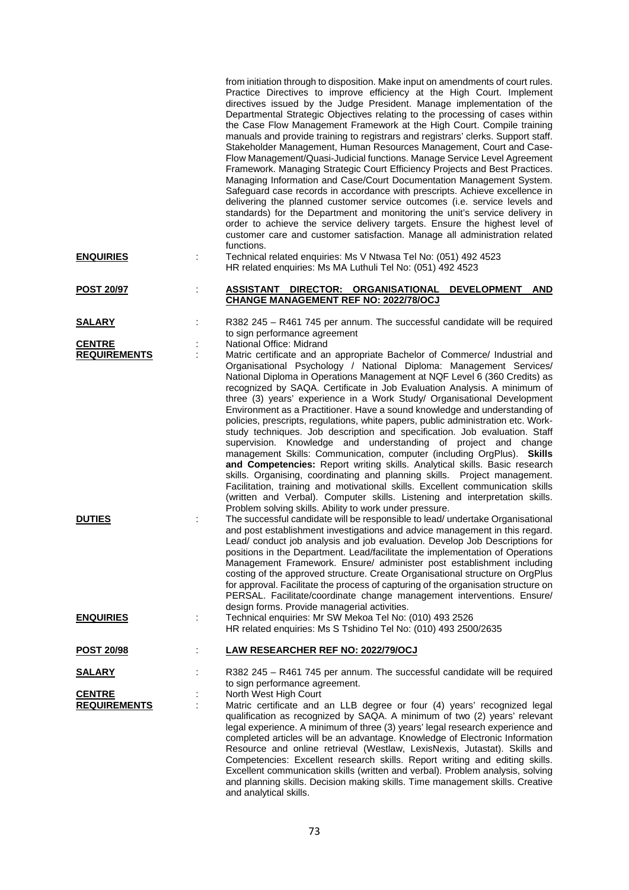from initiation through to disposition. Make input on amendments of court rules. Practice Directives to improve efficiency at the High Court. Implement directives issued by the Judge President. Manage implementation of the Departmental Strategic Objectives relating to the processing of cases within the Case Flow Management Framework at the High Court. Compile training manuals and provide training to registrars and registrars' clerks. Support staff. Stakeholder Management, Human Resources Management, Court and Case-Flow Management/Quasi-Judicial functions. Manage Service Level Agreement Framework. Managing Strategic Court Efficiency Projects and Best Practices. Managing Information and Case/Court Documentation Management System. Safeguard case records in accordance with prescripts. Achieve excellence in delivering the planned customer service outcomes (i.e. service levels and standards) for the Department and monitoring the unit's service delivery in order to achieve the service delivery targets. Ensure the highest level of customer care and customer satisfaction. Manage all administration related functions.

**ENQUIRIES** : Technical related enquiries: Ms V Ntwasa Tel No: (051) 492 4523
HR related enquiries: Ms MA Luthuli Tel No: (051) 492 4523

**POST 20/97** : **ASSISTANT DIRECTOR: ORGANISATIONAL DEVELOPMENT AND CHANGE MANAGEMENT REF NO: 2022/78/OCJ**

**SALARY** : R382 245 – R461 745 per annum. The successful candidate will be required to sign performance agreement

**CENTRE** : National Office: Midrand

**REQUIREMENTS** : Matric certificate and an appropriate Bachelor of Commerce/ Industrial and Organisational Psychology / National Diploma: Management Services/ National Diploma in Operations Management at NQF Level 6 (360 Credits) as recognized by SAQA. Certificate in Job Evaluation Analysis. A minimum of three (3) years' experience in a Work Study/ Organisational Development Environment as a Practitioner. Have a sound knowledge and understanding of policies, prescripts, regulations, white papers, public administration etc. Work-study techniques. Job description and specification. Job evaluation. Staff supervision. Knowledge and understanding of project and change management Skills: Communication, computer (including OrgPlus). **Skills and Competencies:** Report writing skills. Analytical skills. Basic research skills. Organising, coordinating and planning skills. Project management. Facilitation, training and motivational skills. Excellent communication skills (written and Verbal). Computer skills. Listening and interpretation skills. Problem solving skills. Ability to work under pressure.

**DUTIES** : The successful candidate will be responsible to lead/ undertake Organisational and post establishment investigations and advice management in this regard. Lead/ conduct job analysis and job evaluation. Develop Job Descriptions for positions in the Department. Lead/facilitate the implementation of Operations Management Framework. Ensure/ administer post establishment including costing of the approved structure. Create Organisational structure on OrgPlus for approval. Facilitate the process of capturing of the organisation structure on PERSAL. Facilitate/coordinate change management interventions. Ensure/ design forms. Provide managerial activities.

**ENQUIRIES** : Technical enquiries: Mr SW Mekoa Tel No: (010) 493 2526
HR related enquiries: Ms S Tshidino Tel No: (010) 493 2500/2635

**POST 20/98** : **LAW RESEARCHER REF NO: 2022/79/OCJ**

**SALARY** : R382 245 – R461 745 per annum. The successful candidate will be required to sign performance agreement.

**CENTRE** : North West High Court

**REQUIREMENTS** : Matric certificate and an LLB degree or four (4) years' recognized legal qualification as recognized by SAQA. A minimum of two (2) years' relevant legal experience. A minimum of three (3) years' legal research experience and completed articles will be an advantage. Knowledge of Electronic Information Resource and online retrieval (Westlaw, LexisNexis, Jutastat). Skills and Competencies: Excellent research skills. Report writing and editing skills. Excellent communication skills (written and verbal). Problem analysis, solving and planning skills. Decision making skills. Time management skills. Creative and analytical skills.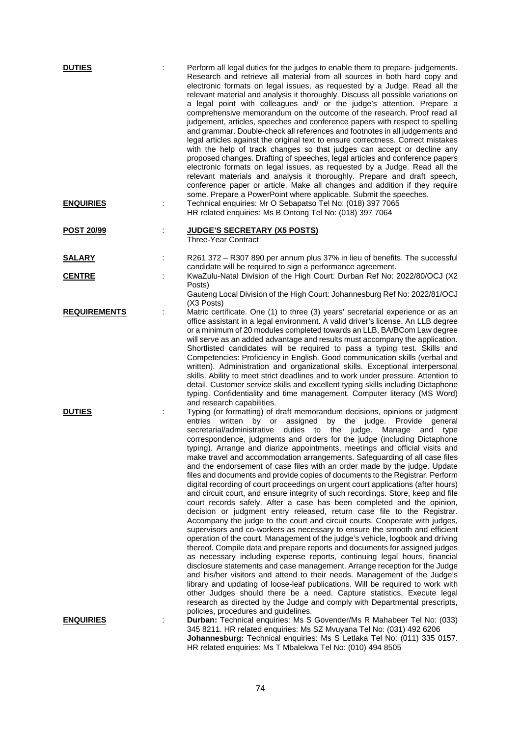**DUTIES** : Perform all legal duties for the judges to enable them to prepare- judgements. Research and retrieve all material from all sources in both hard copy and electronic formats on legal issues, as requested by a Judge. Read all the relevant material and analysis it thoroughly. Discuss all possible variations on a legal point with colleagues and/ or the judge's attention. Prepare a comprehensive memorandum on the outcome of the research. Proof read all judgement, articles, speeches and conference papers with respect to spelling and grammar. Double-check all references and footnotes in all judgements and legal articles against the original text to ensure correctness. Correct mistakes with the help of track changes so that judges can accept or decline any proposed changes. Drafting of speeches, legal articles and conference papers electronic formats on legal issues, as requested by a Judge. Read all the relevant materials and analysis it thoroughly. Prepare and draft speech, conference paper or article. Make all changes and addition if they require some. Prepare a PowerPoint where applicable. Submit the speeches.

**ENQUIRIES** : Technical enquiries: Mr O Sebapatso Tel No: (018) 397 7065
HR related enquiries: Ms B Ontong Tel No: (018) 397 7064

**POST 20/99** : **JUDGE'S SECRETARY (X5 POSTS)**
Three-Year Contract

**SALARY** : R261 372 – R307 890 per annum plus 37% in lieu of benefits. The successful candidate will be required to sign a performance agreement.

**CENTRE** : KwaZulu-Natal Division of the High Court: Durban Ref No: 2022/80/OCJ (X2 Posts)
Gauteng Local Division of the High Court: Johannesburg Ref No: 2022/81/OCJ (X3 Posts)

**REQUIREMENTS** : Matric certificate. One (1) to three (3) years' secretarial experience or as an office assistant in a legal environment. A valid driver's license. An LLB degree or a minimum of 20 modules completed towards an LLB, BA/BCom Law degree will serve as an added advantage and results must accompany the application. Shortlisted candidates will be required to pass a typing test. Skills and Competencies: Proficiency in English. Good communication skills (verbal and written). Administration and organizational skills. Exceptional interpersonal skills. Ability to meet strict deadlines and to work under pressure. Attention to detail. Customer service skills and excellent typing skills including Dictaphone typing. Confidentiality and time management. Computer literacy (MS Word) and research capabilities.

**DUTIES** : Typing (or formatting) of draft memorandum decisions, opinions or judgment entries written by or assigned by the judge. Provide general secretarial/administrative duties to the judge. Manage and type correspondence, judgments and orders for the judge (including Dictaphone typing). Arrange and diarize appointments, meetings and official visits and make travel and accommodation arrangements. Safeguarding of all case files and the endorsement of case files with an order made by the judge. Update files and documents and provide copies of documents to the Registrar. Perform digital recording of court proceedings on urgent court applications (after hours) and circuit court, and ensure integrity of such recordings. Store, keep and file court records safely. After a case has been completed and the opinion, decision or judgment entry released, return case file to the Registrar. Accompany the judge to the court and circuit courts. Cooperate with judges, supervisors and co-workers as necessary to ensure the smooth and efficient operation of the court. Management of the judge's vehicle, logbook and driving thereof. Compile data and prepare reports and documents for assigned judges as necessary including expense reports, continuing legal hours, financial disclosure statements and case management. Arrange reception for the Judge and his/her visitors and attend to their needs. Management of the Judge's library and updating of loose-leaf publications. Will be required to work with other Judges should there be a need. Capture statistics, Execute legal research as directed by the Judge and comply with Departmental prescripts, policies, procedures and guidelines.

**ENQUIRIES** : **Durban:** Technical enquiries: Ms S Govender/Ms R Mahabeer Tel No: (033) 345 8211. HR related enquiries: Ms SZ Mvuyana Tel No: (031) 492 6206
**Johannesburg:** Technical enquiries: Ms S Letlaka Tel No: (011) 335 0157. HR related enquiries: Ms T Mbalekwa Tel No: (010) 494 8505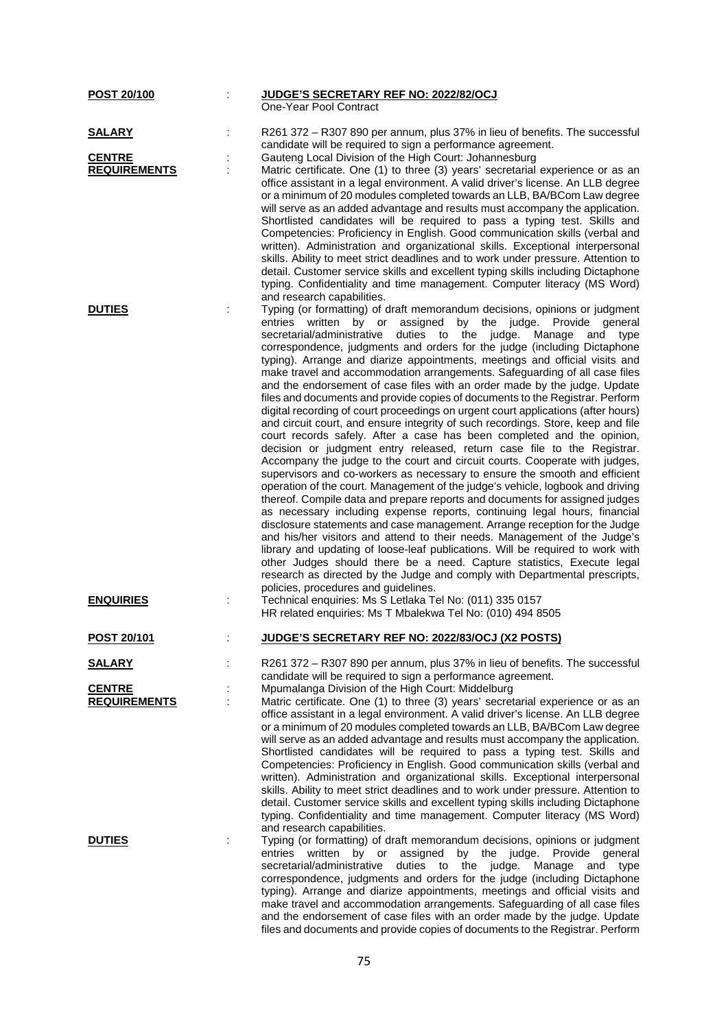| | | |
|---|---|---|
| **POST 20/100** | : | **JUDGE'S SECRETARY REF NO: 2022/82/OCJ**<br>One-Year Pool Contract |
| **SALARY** | : | R261 372 – R307 890 per annum, plus 37% in lieu of benefits. The successful candidate will be required to sign a performance agreement. |
| **CENTRE** | : | Gauteng Local Division of the High Court: Johannesburg |
| **REQUIREMENTS** | : | Matric certificate. One (1) to three (3) years' secretarial experience or as an office assistant in a legal environment. A valid driver's license. An LLB degree or a minimum of 20 modules completed towards an LLB, BA/BCom Law degree will serve as an added advantage and results must accompany the application. Shortlisted candidates will be required to pass a typing test. Skills and Competencies: Proficiency in English. Good communication skills (verbal and written). Administration and organizational skills. Exceptional interpersonal skills. Ability to meet strict deadlines and to work under pressure. Attention to detail. Customer service skills and excellent typing skills including Dictaphone typing. Confidentiality and time management. Computer literacy (MS Word) and research capabilities. |
| **DUTIES** | : | Typing (or formatting) of draft memorandum decisions, opinions or judgment entries written by or assigned by the judge. Provide general secretarial/administrative duties to the judge. Manage and type correspondence, judgments and orders for the judge (including Dictaphone typing). Arrange and diarize appointments, meetings and official visits and make travel and accommodation arrangements. Safeguarding of all case files and the endorsement of case files with an order made by the judge. Update files and documents and provide copies of documents to the Registrar. Perform digital recording of court proceedings on urgent court applications (after hours) and circuit court, and ensure integrity of such recordings. Store, keep and file court records safely. After a case has been completed and the opinion, decision or judgment entry released, return case file to the Registrar. Accompany the judge to the court and circuit courts. Cooperate with judges, supervisors and co-workers as necessary to ensure the smooth and efficient operation of the court. Management of the judge's vehicle, logbook and driving thereof. Compile data and prepare reports and documents for assigned judges as necessary including expense reports, continuing legal hours, financial disclosure statements and case management. Arrange reception for the Judge and his/her visitors and attend to their needs. Management of the Judge's library and updating of loose-leaf publications. Will be required to work with other Judges should there be a need. Capture statistics, Execute legal research as directed by the Judge and comply with Departmental prescripts, policies, procedures and guidelines. |
| **ENQUIRIES** | : | Technical enquiries: Ms S Letlaka Tel No: (011) 335 0157<br>HR related enquiries: Ms T Mbalekwa Tel No: (010) 494 8505 |

| | | |
|---|---|---|
| **POST 20/101** | : | **JUDGE'S SECRETARY REF NO: 2022/83/OCJ (X2 POSTS)** |
| **SALARY** | : | R261 372 – R307 890 per annum, plus 37% in lieu of benefits. The successful candidate will be required to sign a performance agreement. |
| **CENTRE** | : | Mpumalanga Division of the High Court: Middelburg |
| **REQUIREMENTS** | : | Matric certificate. One (1) to three (3) years' secretarial experience or as an office assistant in a legal environment. A valid driver's license. An LLB degree or a minimum of 20 modules completed towards an LLB, BA/BCom Law degree will serve as an added advantage and results must accompany the application. Shortlisted candidates will be required to pass a typing test. Skills and Competencies: Proficiency in English. Good communication skills (verbal and written). Administration and organizational skills. Exceptional interpersonal skills. Ability to meet strict deadlines and to work under pressure. Attention to detail. Customer service skills and excellent typing skills including Dictaphone typing. Confidentiality and time management. Computer literacy (MS Word) and research capabilities. |
| **DUTIES** | : | Typing (or formatting) of draft memorandum decisions, opinions or judgment entries written by or assigned by the judge. Provide general secretarial/administrative duties to the judge. Manage and type correspondence, judgments and orders for the judge (including Dictaphone typing). Arrange and diarize appointments, meetings and official visits and make travel and accommodation arrangements. Safeguarding of all case files and the endorsement of case files with an order made by the judge. Update files and documents and provide copies of documents to the Registrar. Perform |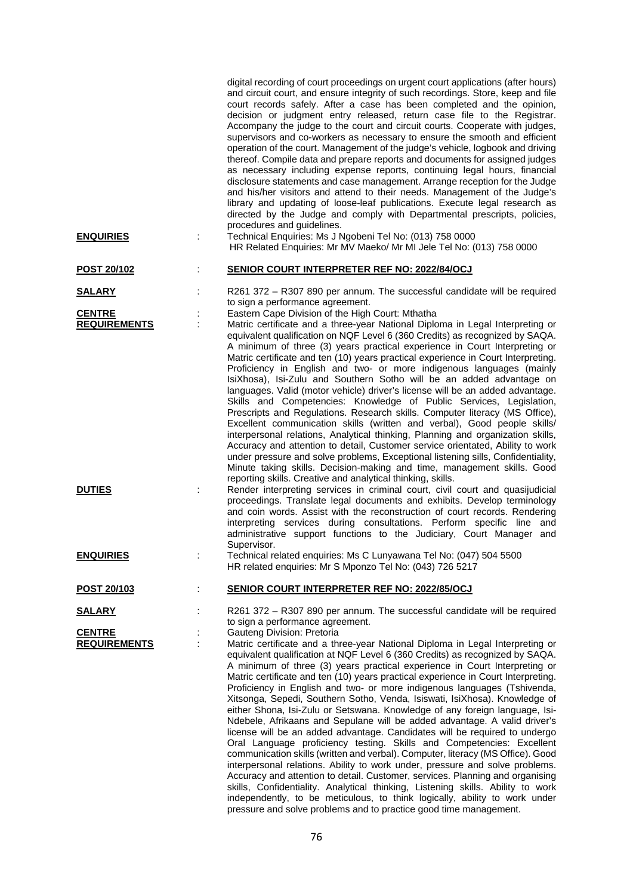digital recording of court proceedings on urgent court applications (after hours) and circuit court, and ensure integrity of such recordings. Store, keep and file court records safely. After a case has been completed and the opinion, decision or judgment entry released, return case file to the Registrar. Accompany the judge to the court and circuit courts. Cooperate with judges, supervisors and co-workers as necessary to ensure the smooth and efficient operation of the court. Management of the judge's vehicle, logbook and driving thereof. Compile data and prepare reports and documents for assigned judges as necessary including expense reports, continuing legal hours, financial disclosure statements and case management. Arrange reception for the Judge and his/her visitors and attend to their needs. Management of the Judge's library and updating of loose-leaf publications. Execute legal research as directed by the Judge and comply with Departmental prescripts, policies, procedures and guidelines.

**ENQUIRIES** : Technical Enquiries: Ms J Ngobeni Tel No: (013) 758 0000
HR Related Enquiries: Mr MV Maeko/ Mr MI Jele Tel No: (013) 758 0000

**POST 20/102** : **SENIOR COURT INTERPRETER REF NO: 2022/84/OCJ**

**SALARY** : R261 372 – R307 890 per annum. The successful candidate will be required to sign a performance agreement.

**CENTRE** : Eastern Cape Division of the High Court: Mthatha

**REQUIREMENTS** : Matric certificate and a three-year National Diploma in Legal Interpreting or equivalent qualification on NQF Level 6 (360 Credits) as recognized by SAQA. A minimum of three (3) years practical experience in Court Interpreting or Matric certificate and ten (10) years practical experience in Court Interpreting. Proficiency in English and two- or more indigenous languages (mainly IsiXhosa), Isi-Zulu and Southern Sotho will be an added advantage on languages. Valid (motor vehicle) driver's license will be an added advantage. Skills and Competencies: Knowledge of Public Services, Legislation, Prescripts and Regulations. Research skills. Computer literacy (MS Office), Excellent communication skills (written and verbal), Good people skills/ interpersonal relations, Analytical thinking, Planning and organization skills, Accuracy and attention to detail, Customer service orientated, Ability to work under pressure and solve problems, Exceptional listening sills, Confidentiality, Minute taking skills. Decision-making and time, management skills. Good reporting skills. Creative and analytical thinking, skills.

**DUTIES** : Render interpreting services in criminal court, civil court and quasijudicial proceedings. Translate legal documents and exhibits. Develop terminology and coin words. Assist with the reconstruction of court records. Rendering interpreting services during consultations. Perform specific line and administrative support functions to the Judiciary, Court Manager and Supervisor.

**ENQUIRIES** : Technical related enquiries: Ms C Lunyawana Tel No: (047) 504 5500
HR related enquiries: Mr S Mponzo Tel No: (043) 726 5217

**POST 20/103** : **SENIOR COURT INTERPRETER REF NO: 2022/85/OCJ**

**SALARY** : R261 372 – R307 890 per annum. The successful candidate will be required to sign a performance agreement.

**CENTRE** : Gauteng Division: Pretoria

**REQUIREMENTS** : Matric certificate and a three-year National Diploma in Legal Interpreting or equivalent qualification at NQF Level 6 (360 Credits) as recognized by SAQA. A minimum of three (3) years practical experience in Court Interpreting or Matric certificate and ten (10) years practical experience in Court Interpreting. Proficiency in English and two- or more indigenous languages (Tshivenda, Xitsonga, Sepedi, Southern Sotho, Venda, Isiswati, IsiXhosa). Knowledge of either Shona, Isi-Zulu or Setswana. Knowledge of any foreign language, Isi-Ndebele, Afrikaans and Sepulane will be added advantage. A valid driver's license will be an added advantage. Candidates will be required to undergo Oral Language proficiency testing. Skills and Competencies: Excellent communication skills (written and verbal). Computer, literacy (MS Office). Good interpersonal relations. Ability to work under, pressure and solve problems. Accuracy and attention to detail. Customer, services. Planning and organising skills, Confidentiality. Analytical thinking, Listening skills. Ability to work independently, to be meticulous, to think logically, ability to work under pressure and solve problems and to practice good time management.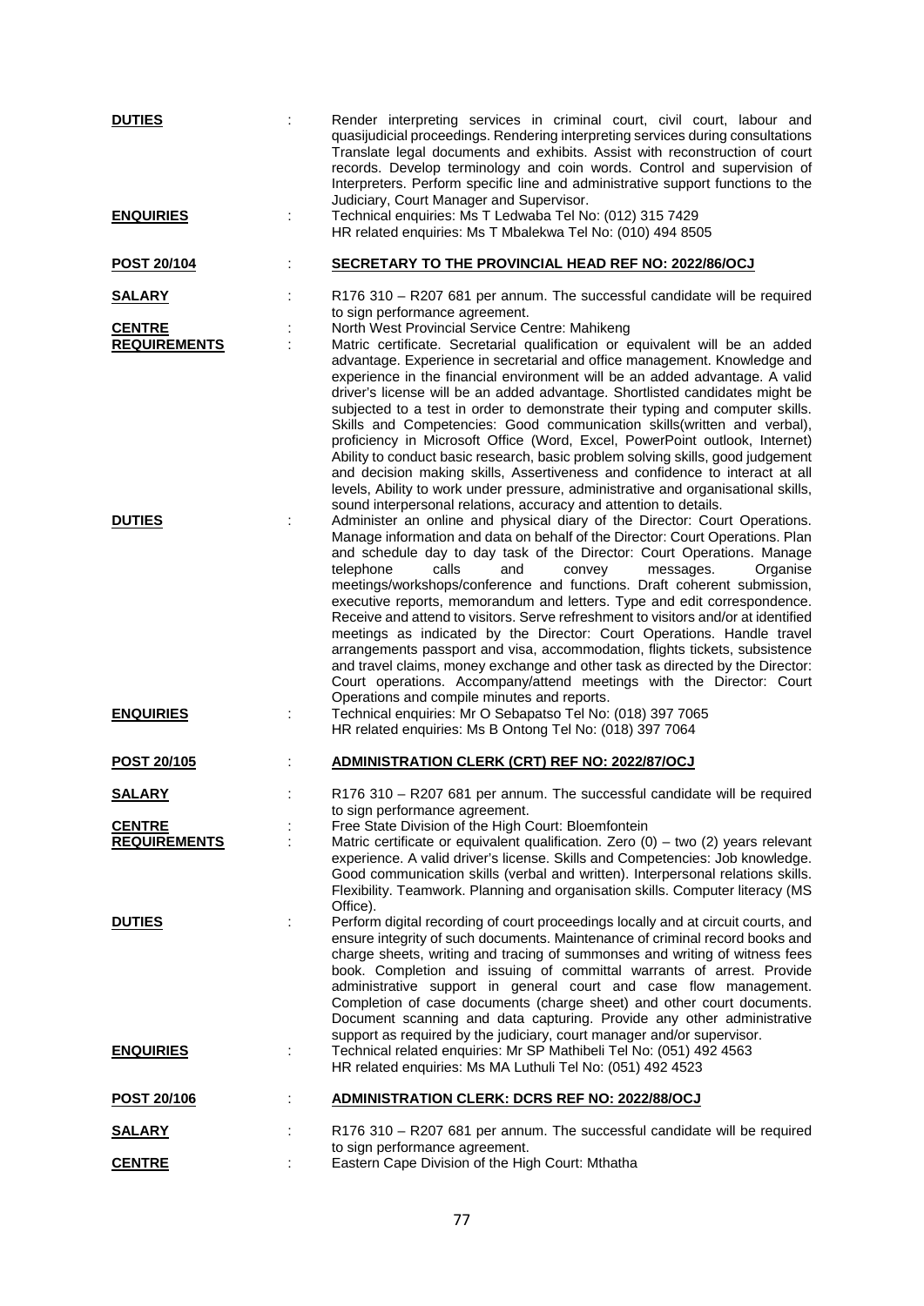**DUTIES** : Render interpreting services in criminal court, civil court, labour and quasijudicial proceedings. Rendering interpreting services during consultations Translate legal documents and exhibits. Assist with reconstruction of court records. Develop terminology and coin words. Control and supervision of Interpreters. Perform specific line and administrative support functions to the Judiciary, Court Manager and Supervisor.

**ENQUIRIES** : Technical enquiries: Ms T Ledwaba Tel No: (012) 315 7429
HR related enquiries: Ms T Mbalekwa Tel No: (010) 494 8505

**POST 20/104** : **SECRETARY TO THE PROVINCIAL HEAD REF NO: 2022/86/OCJ**

**SALARY** : R176 310 – R207 681 per annum. The successful candidate will be required to sign performance agreement.

**CENTRE** : North West Provincial Service Centre: Mahikeng

**REQUIREMENTS** : Matric certificate. Secretarial qualification or equivalent will be an added advantage. Experience in secretarial and office management. Knowledge and experience in the financial environment will be an added advantage. A valid driver's license will be an added advantage. Shortlisted candidates might be subjected to a test in order to demonstrate their typing and computer skills. Skills and Competencies: Good communication skills(written and verbal), proficiency in Microsoft Office (Word, Excel, PowerPoint outlook, Internet) Ability to conduct basic research, basic problem solving skills, good judgement and decision making skills, Assertiveness and confidence to interact at all levels, Ability to work under pressure, administrative and organisational skills, sound interpersonal relations, accuracy and attention to details.

**DUTIES** : Administer an online and physical diary of the Director: Court Operations. Manage information and data on behalf of the Director: Court Operations. Plan and schedule day to day task of the Director: Court Operations. Manage telephone calls and convey messages. Organise meetings/workshops/conference and functions. Draft coherent submission, executive reports, memorandum and letters. Type and edit correspondence. Receive and attend to visitors. Serve refreshment to visitors and/or at identified meetings as indicated by the Director: Court Operations. Handle travel arrangements passport and visa, accommodation, flights tickets, subsistence and travel claims, money exchange and other task as directed by the Director: Court operations. Accompany/attend meetings with the Director: Court Operations and compile minutes and reports.

**ENQUIRIES** : Technical enquiries: Mr O Sebapatso Tel No: (018) 397 7065
HR related enquiries: Ms B Ontong Tel No: (018) 397 7064

**POST 20/105** : **ADMINISTRATION CLERK (CRT) REF NO: 2022/87/OCJ**

**SALARY** : R176 310 – R207 681 per annum. The successful candidate will be required to sign performance agreement.

**CENTRE** : Free State Division of the High Court: Bloemfontein

**REQUIREMENTS** : Matric certificate or equivalent qualification. Zero (0) – two (2) years relevant experience. A valid driver's license. Skills and Competencies: Job knowledge. Good communication skills (verbal and written). Interpersonal relations skills. Flexibility. Teamwork. Planning and organisation skills. Computer literacy (MS Office).

**DUTIES** : Perform digital recording of court proceedings locally and at circuit courts, and ensure integrity of such documents. Maintenance of criminal record books and charge sheets, writing and tracing of summonses and writing of witness fees book. Completion and issuing of committal warrants of arrest. Provide administrative support in general court and case flow management. Completion of case documents (charge sheet) and other court documents. Document scanning and data capturing. Provide any other administrative support as required by the judiciary, court manager and/or supervisor.

**ENQUIRIES** : Technical related enquiries: Mr SP Mathibeli Tel No: (051) 492 4563
HR related enquiries: Ms MA Luthuli Tel No: (051) 492 4523

**POST 20/106** : **ADMINISTRATION CLERK: DCRS REF NO: 2022/88/OCJ**

**SALARY** : R176 310 – R207 681 per annum. The successful candidate will be required to sign performance agreement.

**CENTRE** : Eastern Cape Division of the High Court: Mthatha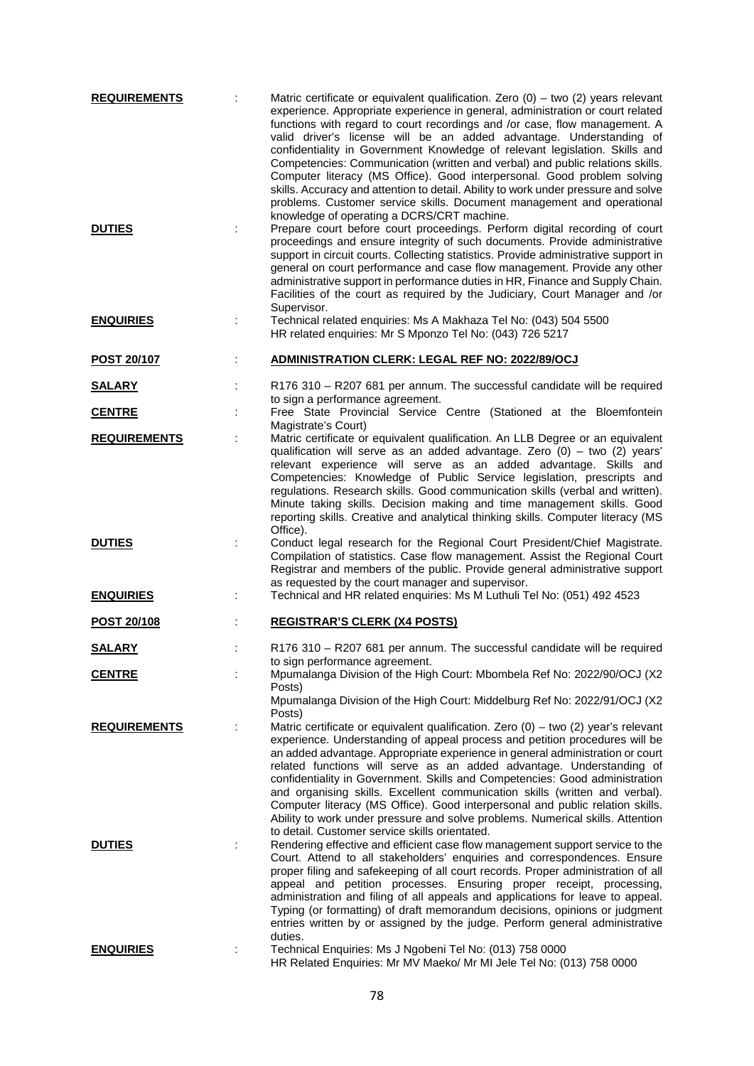**REQUIREMENTS** : Matric certificate or equivalent qualification. Zero (0) – two (2) years relevant experience. Appropriate experience in general, administration or court related functions with regard to court recordings and /or case, flow management. A valid driver's license will be an added advantage. Understanding of confidentiality in Government Knowledge of relevant legislation. Skills and Competencies: Communication (written and verbal) and public relations skills. Computer literacy (MS Office). Good interpersonal. Good problem solving skills. Accuracy and attention to detail. Ability to work under pressure and solve problems. Customer service skills. Document management and operational knowledge of operating a DCRS/CRT machine.

**DUTIES** : Prepare court before court proceedings. Perform digital recording of court proceedings and ensure integrity of such documents. Provide administrative support in circuit courts. Collecting statistics. Provide administrative support in general on court performance and case flow management. Provide any other administrative support in performance duties in HR, Finance and Supply Chain. Facilities of the court as required by the Judiciary, Court Manager and /or Supervisor.

**ENQUIRIES** : Technical related enquiries: Ms A Makhaza Tel No: (043) 504 5500
HR related enquiries: Mr S Mponzo Tel No: (043) 726 5217

**POST 20/107** : **ADMINISTRATION CLERK: LEGAL REF NO: 2022/89/OCJ**

**SALARY** : R176 310 – R207 681 per annum. The successful candidate will be required to sign a performance agreement.

**CENTRE** : Free State Provincial Service Centre (Stationed at the Bloemfontein Magistrate's Court)

**REQUIREMENTS** : Matric certificate or equivalent qualification. An LLB Degree or an equivalent qualification will serve as an added advantage. Zero (0) – two (2) years' relevant experience will serve as an added advantage. Skills and Competencies: Knowledge of Public Service legislation, prescripts and regulations. Research skills. Good communication skills (verbal and written). Minute taking skills. Decision making and time management skills. Good reporting skills. Creative and analytical thinking skills. Computer literacy (MS Office).

**DUTIES** : Conduct legal research for the Regional Court President/Chief Magistrate. Compilation of statistics. Case flow management. Assist the Regional Court Registrar and members of the public. Provide general administrative support as requested by the court manager and supervisor.

**ENQUIRIES** : Technical and HR related enquiries: Ms M Luthuli Tel No: (051) 492 4523

**POST 20/108** : **REGISTRAR'S CLERK (X4 POSTS)**

**SALARY** : R176 310 – R207 681 per annum. The successful candidate will be required to sign performance agreement.

**CENTRE** : Mpumalanga Division of the High Court: Mbombela Ref No: 2022/90/OCJ (X2 Posts)
Mpumalanga Division of the High Court: Middelburg Ref No: 2022/91/OCJ (X2 Posts)

**REQUIREMENTS** : Matric certificate or equivalent qualification. Zero (0) – two (2) year's relevant experience. Understanding of appeal process and petition procedures will be an added advantage. Appropriate experience in general administration or court related functions will serve as an added advantage. Understanding of confidentiality in Government. Skills and Competencies: Good administration and organising skills. Excellent communication skills (written and verbal). Computer literacy (MS Office). Good interpersonal and public relation skills. Ability to work under pressure and solve problems. Numerical skills. Attention to detail. Customer service skills orientated.

**DUTIES** : Rendering effective and efficient case flow management support service to the Court. Attend to all stakeholders' enquiries and correspondences. Ensure proper filing and safekeeping of all court records. Proper administration of all appeal and petition processes. Ensuring proper receipt, processing, administration and filing of all appeals and applications for leave to appeal. Typing (or formatting) of draft memorandum decisions, opinions or judgment entries written by or assigned by the judge. Perform general administrative duties.

**ENQUIRIES** : Technical Enquiries: Ms J Ngobeni Tel No: (013) 758 0000
HR Related Enquiries: Mr MV Maeko/ Mr MI Jele Tel No: (013) 758 0000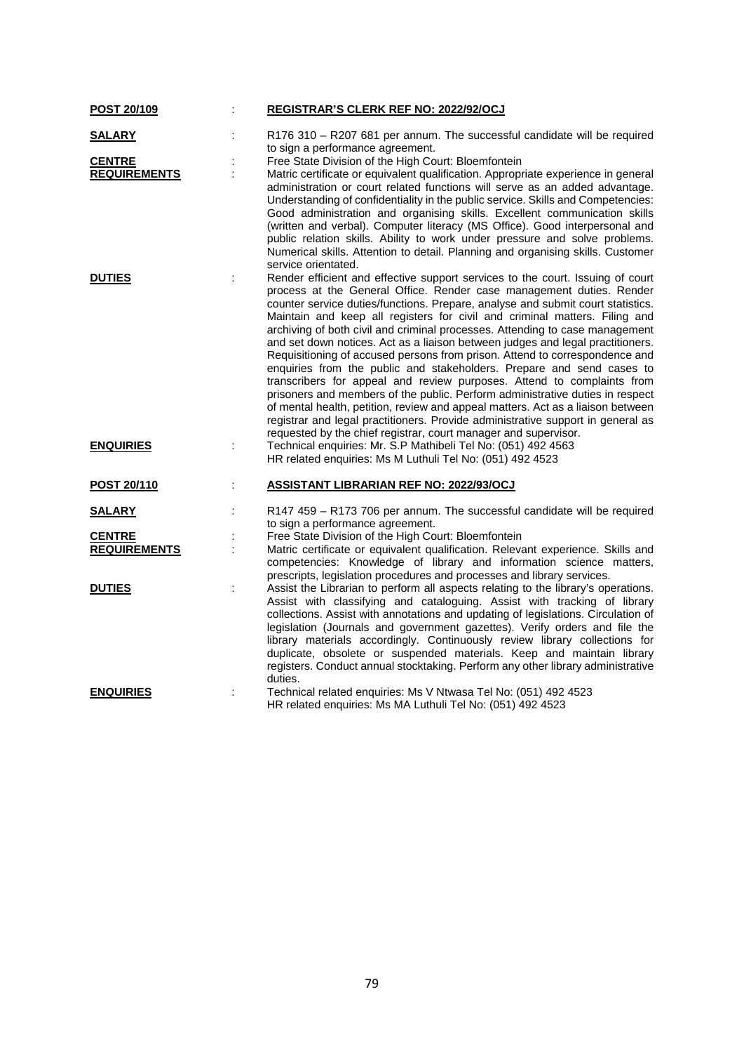**POST 20/109 : REGISTRAR'S CLERK REF NO: 2022/92/OCJ**

**SALARY** : R176 310 – R207 681 per annum. The successful candidate will be required to sign a performance agreement.

**CENTRE** : Free State Division of the High Court: Bloemfontein

**REQUIREMENTS** : Matric certificate or equivalent qualification. Appropriate experience in general administration or court related functions will serve as an added advantage. Understanding of confidentiality in the public service. Skills and Competencies: Good administration and organising skills. Excellent communication skills (written and verbal). Computer literacy (MS Office). Good interpersonal and public relation skills. Ability to work under pressure and solve problems. Numerical skills. Attention to detail. Planning and organising skills. Customer service orientated.

**DUTIES** : Render efficient and effective support services to the court. Issuing of court process at the General Office. Render case management duties. Render counter service duties/functions. Prepare, analyse and submit court statistics. Maintain and keep all registers for civil and criminal matters. Filing and archiving of both civil and criminal processes. Attending to case management and set down notices. Act as a liaison between judges and legal practitioners. Requisitioning of accused persons from prison. Attend to correspondence and enquiries from the public and stakeholders. Prepare and send cases to transcribers for appeal and review purposes. Attend to complaints from prisoners and members of the public. Perform administrative duties in respect of mental health, petition, review and appeal matters. Act as a liaison between registrar and legal practitioners. Provide administrative support in general as requested by the chief registrar, court manager and supervisor.

**ENQUIRIES** : Technical enquiries: Mr. S.P Mathibeli Tel No: (051) 492 4563
HR related enquiries: Ms M Luthuli Tel No: (051) 492 4523

**POST 20/110 : ASSISTANT LIBRARIAN REF NO: 2022/93/OCJ**

**SALARY** : R147 459 – R173 706 per annum. The successful candidate will be required to sign a performance agreement.

**CENTRE** : Free State Division of the High Court: Bloemfontein

**REQUIREMENTS** : Matric certificate or equivalent qualification. Relevant experience. Skills and competencies: Knowledge of library and information science matters, prescripts, legislation procedures and processes and library services.

**DUTIES** : Assist the Librarian to perform all aspects relating to the library's operations. Assist with classifying and cataloguing. Assist with tracking of library collections. Assist with annotations and updating of legislations. Circulation of legislation (Journals and government gazettes). Verify orders and file the library materials accordingly. Continuously review library collections for duplicate, obsolete or suspended materials. Keep and maintain library registers. Conduct annual stocktaking. Perform any other library administrative duties.

**ENQUIRIES** : Technical related enquiries: Ms V Ntwasa Tel No: (051) 492 4523
HR related enquiries: Ms MA Luthuli Tel No: (051) 492 4523